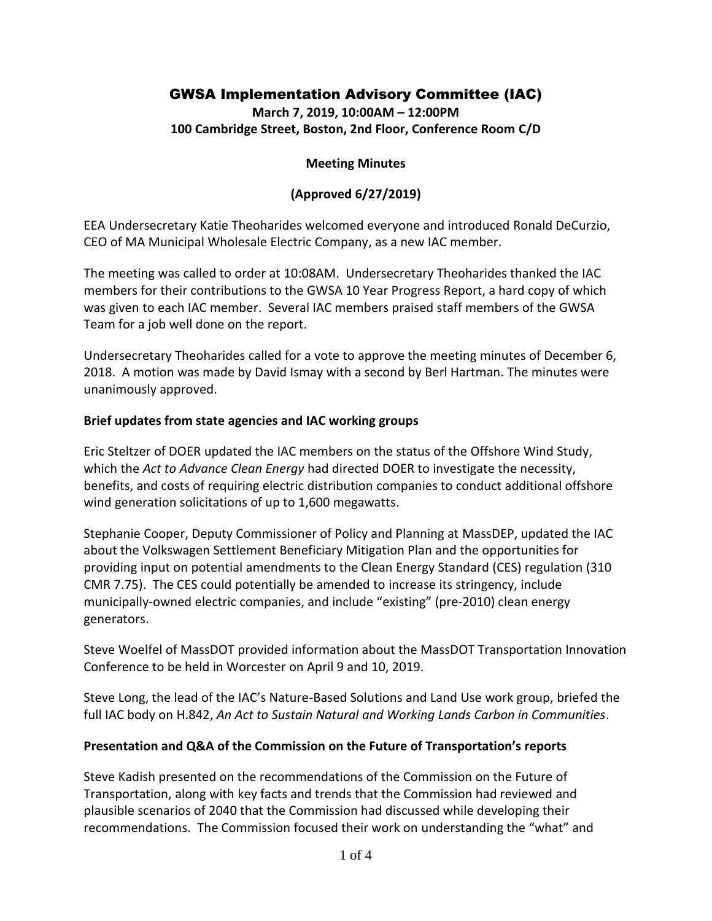# GWSA Implementation Advisory Committee (IAC)

**March 7, 2019, 10:00AM – 12:00PM**
**100 Cambridge Street, Boston, 2nd Floor, Conference Room C/D**

**Meeting Minutes**

**(Approved 6/27/2019)**

EEA Undersecretary Katie Theoharides welcomed everyone and introduced Ronald DeCurzio, CEO of MA Municipal Wholesale Electric Company, as a new IAC member.

The meeting was called to order at 10:08AM. Undersecretary Theoharides thanked the IAC members for their contributions to the GWSA 10 Year Progress Report, a hard copy of which was given to each IAC member. Several IAC members praised staff members of the GWSA Team for a job well done on the report.

Undersecretary Theoharides called for a vote to approve the meeting minutes of December 6, 2018. A motion was made by David Ismay with a second by Berl Hartman. The minutes were unanimously approved.

## Brief updates from state agencies and IAC working groups

Eric Steltzer of DOER updated the IAC members on the status of the Offshore Wind Study, which the *Act to Advance Clean Energy* had directed DOER to investigate the necessity, benefits, and costs of requiring electric distribution companies to conduct additional offshore wind generation solicitations of up to 1,600 megawatts.

Stephanie Cooper, Deputy Commissioner of Policy and Planning at MassDEP, updated the IAC about the Volkswagen Settlement Beneficiary Mitigation Plan and the opportunities for providing input on potential amendments to the Clean Energy Standard (CES) regulation (310 CMR 7.75). The CES could potentially be amended to increase its stringency, include municipally-owned electric companies, and include "existing" (pre-2010) clean energy generators.

Steve Woelfel of MassDOT provided information about the MassDOT Transportation Innovation Conference to be held in Worcester on April 9 and 10, 2019.

Steve Long, the lead of the IAC's Nature-Based Solutions and Land Use work group, briefed the full IAC body on H.842, *An Act to Sustain Natural and Working Lands Carbon in Communities*.

## Presentation and Q&A of the Commission on the Future of Transportation's reports

Steve Kadish presented on the recommendations of the Commission on the Future of Transportation, along with key facts and trends that the Commission had reviewed and plausible scenarios of 2040 that the Commission had discussed while developing their recommendations. The Commission focused their work on understanding the "what" and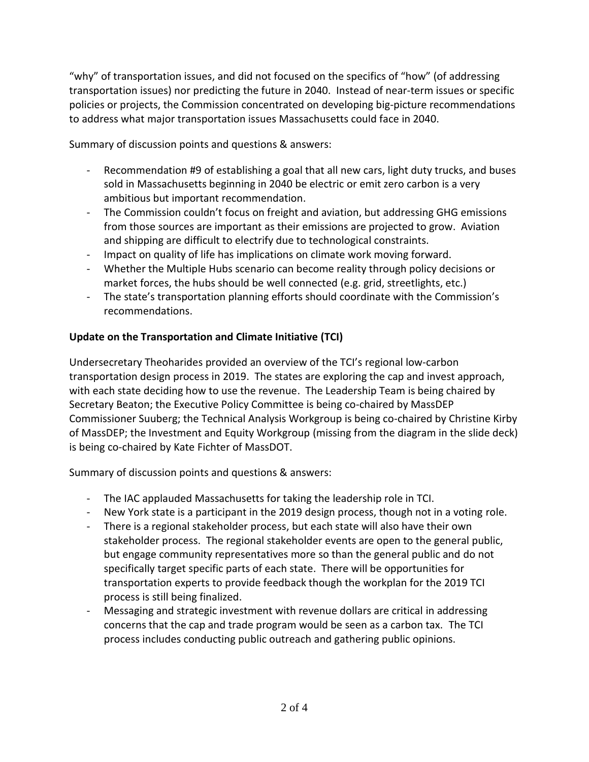"why" of transportation issues, and did not focused on the specifics of "how" (of addressing transportation issues) nor predicting the future in 2040. Instead of near-term issues or specific policies or projects, the Commission concentrated on developing big-picture recommendations to address what major transportation issues Massachusetts could face in 2040.

Summary of discussion points and questions & answers:

- Recommendation #9 of establishing a goal that all new cars, light duty trucks, and buses sold in Massachusetts beginning in 2040 be electric or emit zero carbon is a very ambitious but important recommendation.
- The Commission couldn't focus on freight and aviation, but addressing GHG emissions from those sources are important as their emissions are projected to grow. Aviation and shipping are difficult to electrify due to technological constraints.
- Impact on quality of life has implications on climate work moving forward.
- Whether the Multiple Hubs scenario can become reality through policy decisions or market forces, the hubs should be well connected (e.g. grid, streetlights, etc.)
- The state's transportation planning efforts should coordinate with the Commission's recommendations.

**Update on the Transportation and Climate Initiative (TCI)**

Undersecretary Theoharides provided an overview of the TCI's regional low-carbon transportation design process in 2019. The states are exploring the cap and invest approach, with each state deciding how to use the revenue. The Leadership Team is being chaired by Secretary Beaton; the Executive Policy Committee is being co-chaired by MassDEP Commissioner Suuberg; the Technical Analysis Workgroup is being co-chaired by Christine Kirby of MassDEP; the Investment and Equity Workgroup (missing from the diagram in the slide deck) is being co-chaired by Kate Fichter of MassDOT.

Summary of discussion points and questions & answers:

- The IAC applauded Massachusetts for taking the leadership role in TCI.
- New York state is a participant in the 2019 design process, though not in a voting role.
- There is a regional stakeholder process, but each state will also have their own stakeholder process. The regional stakeholder events are open to the general public, but engage community representatives more so than the general public and do not specifically target specific parts of each state. There will be opportunities for transportation experts to provide feedback though the workplan for the 2019 TCI process is still being finalized.
- Messaging and strategic investment with revenue dollars are critical in addressing concerns that the cap and trade program would be seen as a carbon tax. The TCI process includes conducting public outreach and gathering public opinions.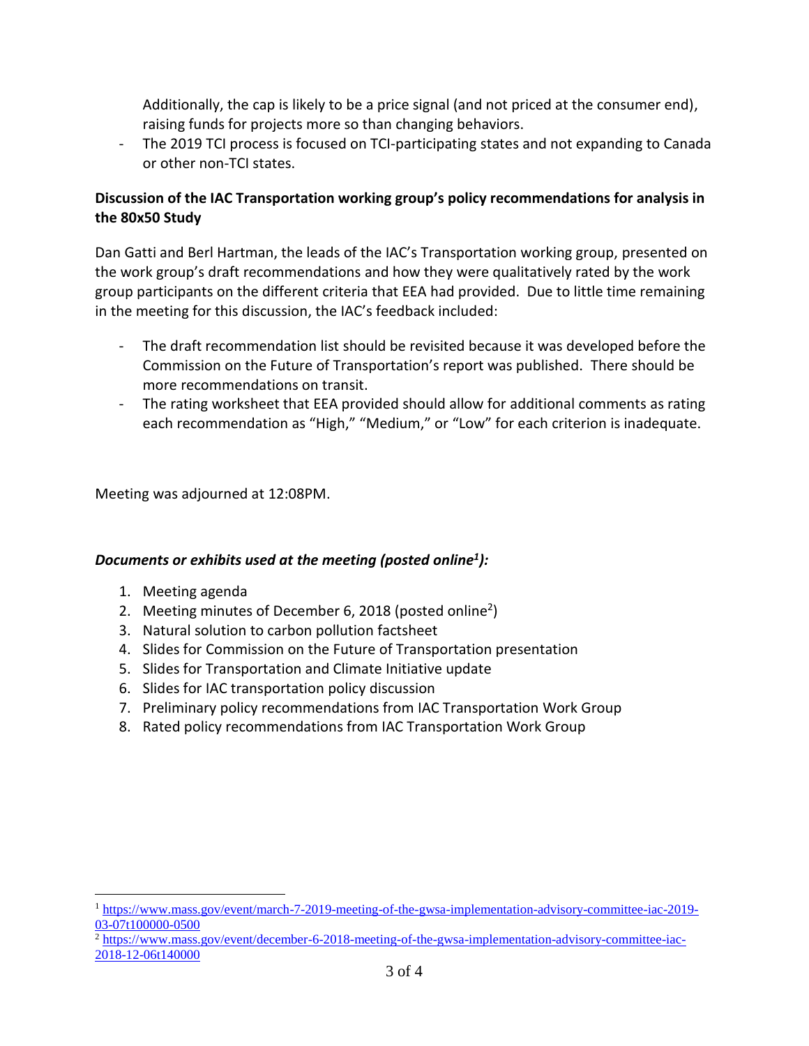Additionally, the cap is likely to be a price signal (and not priced at the consumer end), raising funds for projects more so than changing behaviors.

- The 2019 TCI process is focused on TCI-participating states and not expanding to Canada or other non-TCI states.

**Discussion of the IAC Transportation working group's policy recommendations for analysis in the 80x50 Study**

Dan Gatti and Berl Hartman, the leads of the IAC's Transportation working group, presented on the work group's draft recommendations and how they were qualitatively rated by the work group participants on the different criteria that EEA had provided. Due to little time remaining in the meeting for this discussion, the IAC's feedback included:

- The draft recommendation list should be revisited because it was developed before the Commission on the Future of Transportation's report was published. There should be more recommendations on transit.
- The rating worksheet that EEA provided should allow for additional comments as rating each recommendation as "High," "Medium," or "Low" for each criterion is inadequate.

Meeting was adjourned at 12:08PM.

***Documents or exhibits used at the meeting (posted online[1]):***

1. Meeting agenda
2. Meeting minutes of December 6, 2018 (posted online[2])
3. Natural solution to carbon pollution factsheet
4. Slides for Commission on the Future of Transportation presentation
5. Slides for Transportation and Climate Initiative update
6. Slides for IAC transportation policy discussion
7. Preliminary policy recommendations from IAC Transportation Work Group
8. Rated policy recommendations from IAC Transportation Work Group

---

[1] https://www.mass.gov/event/march-7-2019-meeting-of-the-gwsa-implementation-advisory-committee-iac-2019-03-07t100000-0500

[2] https://www.mass.gov/event/december-6-2018-meeting-of-the-gwsa-implementation-advisory-committee-iac-2018-12-06t140000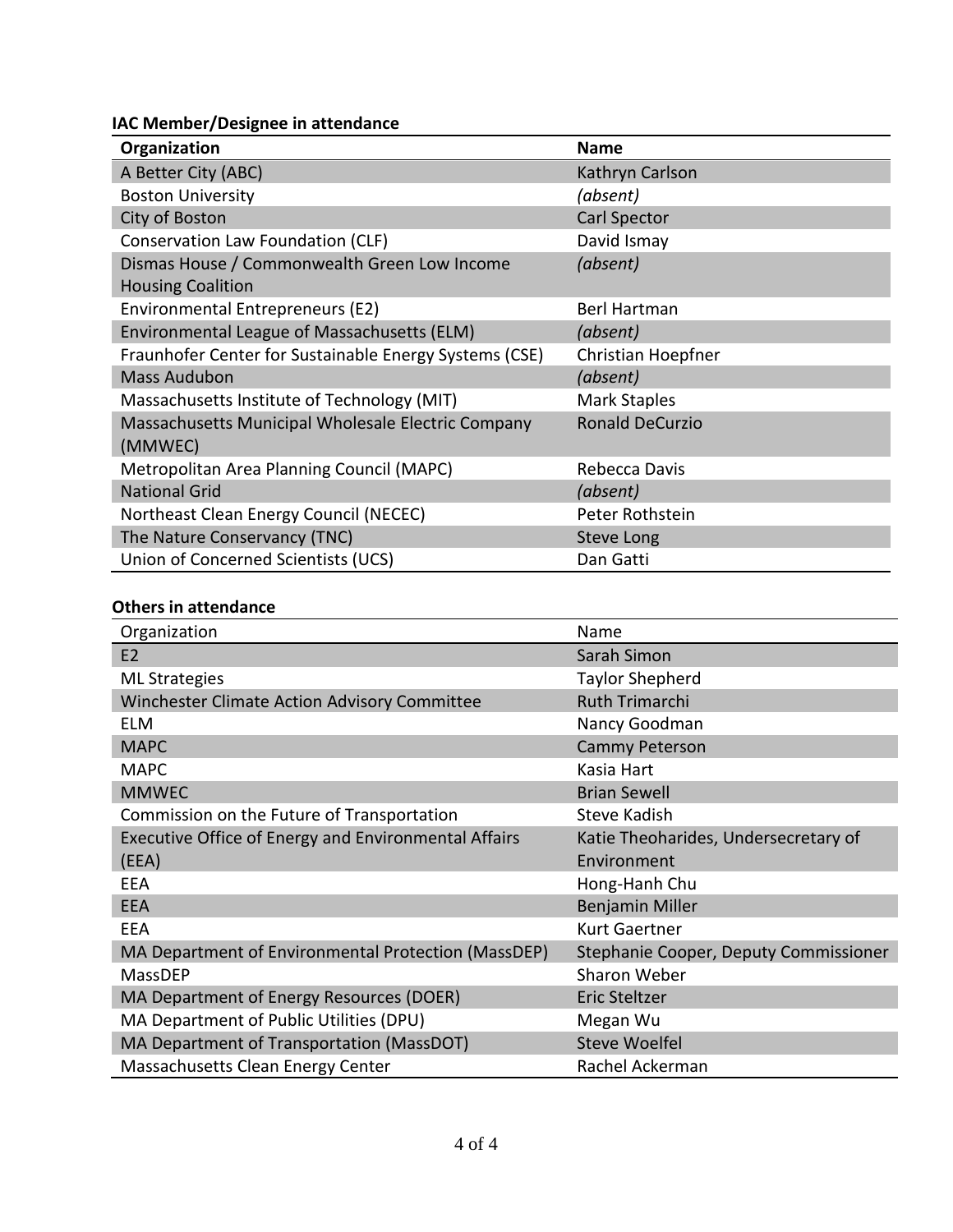**IAC Member/Designee in attendance**

| Organization | Name |
|---|---|
| A Better City (ABC) | Kathryn Carlson |
| Boston University | *(absent)* |
| City of Boston | Carl Spector |
| Conservation Law Foundation (CLF) | David Ismay |
| Dismas House / Commonwealth Green Low Income Housing Coalition | *(absent)* |
| Environmental Entrepreneurs (E2) | Berl Hartman |
| Environmental League of Massachusetts (ELM) | *(absent)* |
| Fraunhofer Center for Sustainable Energy Systems (CSE) | Christian Hoepfner |
| Mass Audubon | *(absent)* |
| Massachusetts Institute of Technology (MIT) | Mark Staples |
| Massachusetts Municipal Wholesale Electric Company (MMWEC) | Ronald DeCurzio |
| Metropolitan Area Planning Council (MAPC) | Rebecca Davis |
| National Grid | *(absent)* |
| Northeast Clean Energy Council (NECEC) | Peter Rothstein |
| The Nature Conservancy (TNC) | Steve Long |
| Union of Concerned Scientists (UCS) | Dan Gatti |

**Others in attendance**

| Organization | Name |
|---|---|
| E2 | Sarah Simon |
| ML Strategies | Taylor Shepherd |
| Winchester Climate Action Advisory Committee | Ruth Trimarchi |
| ELM | Nancy Goodman |
| MAPC | Cammy Peterson |
| MAPC | Kasia Hart |
| MMWEC | Brian Sewell |
| Commission on the Future of Transportation | Steve Kadish |
| Executive Office of Energy and Environmental Affairs (EEA) | Katie Theoharides, Undersecretary of Environment |
| EEA | Hong-Hanh Chu |
| EEA | Benjamin Miller |
| EEA | Kurt Gaertner |
| MA Department of Environmental Protection (MassDEP) | Stephanie Cooper, Deputy Commissioner |
| MassDEP | Sharon Weber |
| MA Department of Energy Resources (DOER) | Eric Steltzer |
| MA Department of Public Utilities (DPU) | Megan Wu |
| MA Department of Transportation (MassDOT) | Steve Woelfel |
| Massachusetts Clean Energy Center | Rachel Ackerman |